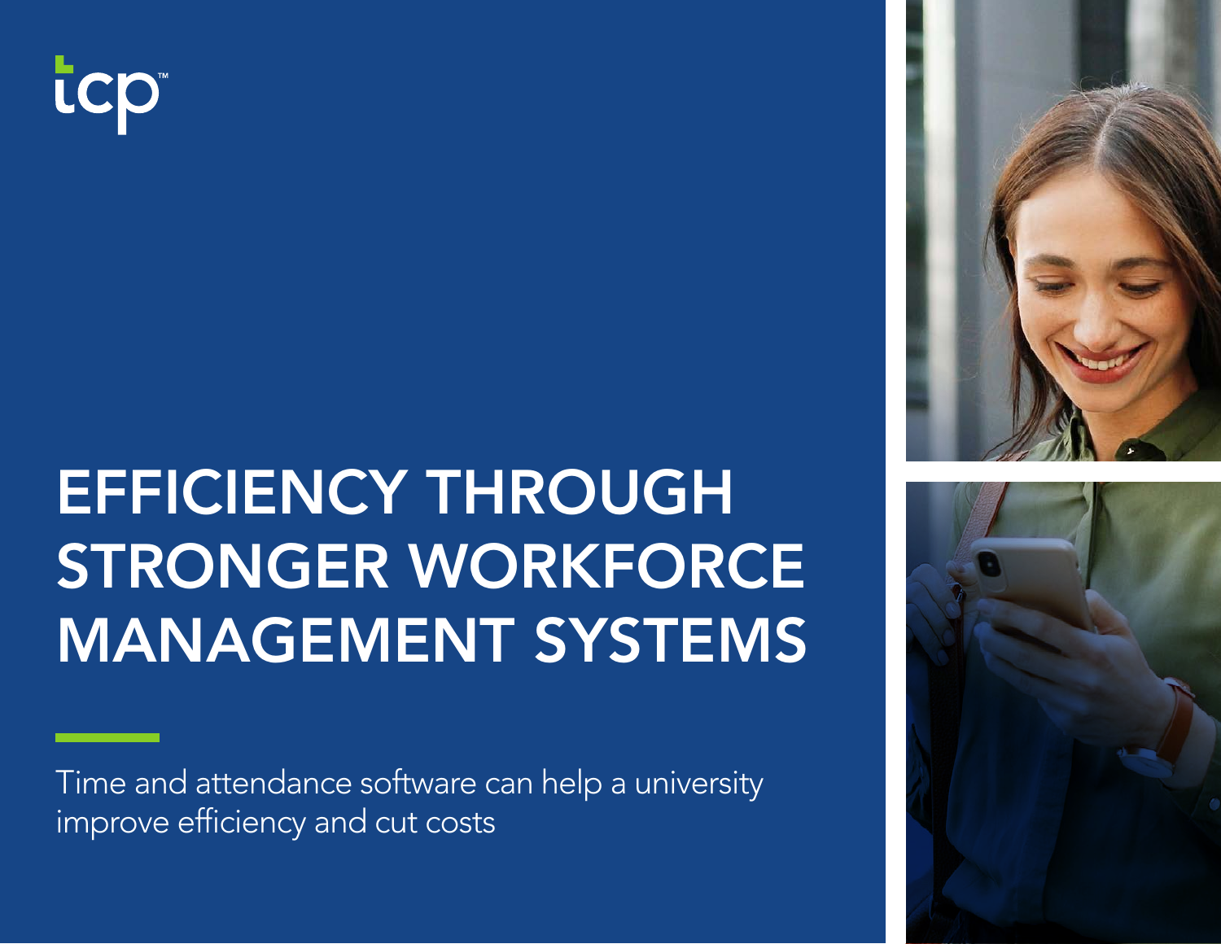tcp™

# EFFICIENCY THROUGH STRONGER WORKFORCE MANAGEMENT SYSTEMS

Time and attendance software can help a university improve efficiency and cut costs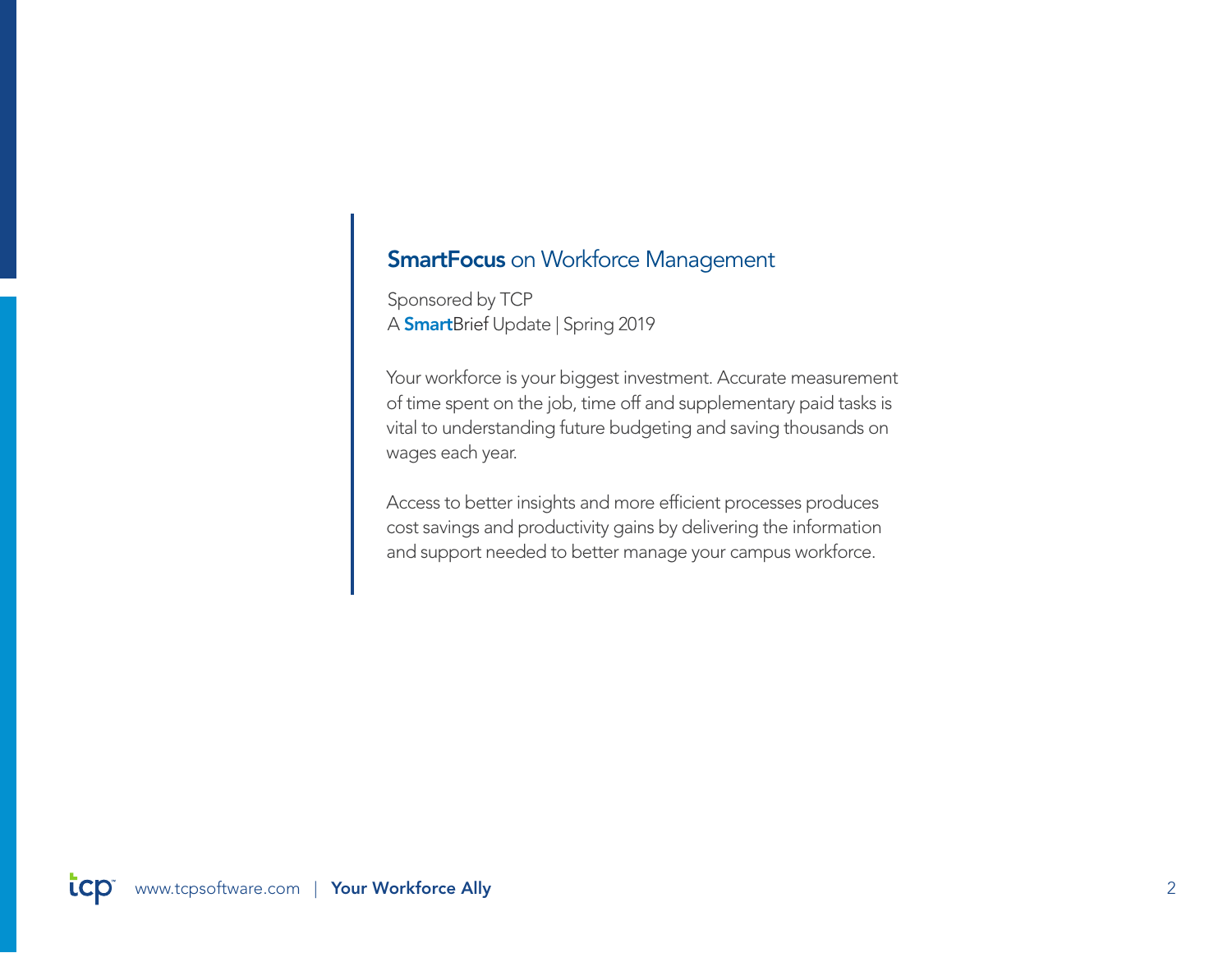## **SmartFocus** on Workforce Management

Sponsored by TCP
A **Smart**Brief Update | Spring 2019

Your workforce is your biggest investment. Accurate measurement of time spent on the job, time off and supplementary paid tasks is vital to understanding future budgeting and saving thousands on wages each year.

Access to better insights and more efficient processes produces cost savings and productivity gains by delivering the information and support needed to better manage your campus workforce.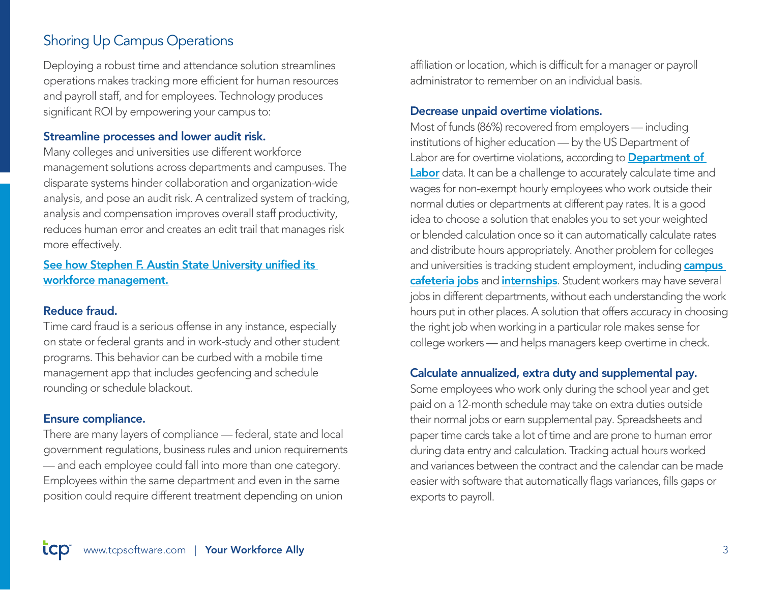## Shoring Up Campus Operations

Deploying a robust time and attendance solution streamlines operations makes tracking more efficient for human resources and payroll staff, and for employees. Technology produces significant ROI by empowering your campus to:

### Streamline processes and lower audit risk.

Many colleges and universities use different workforce management solutions across departments and campuses. The disparate systems hinder collaboration and organization-wide analysis, and pose an audit risk. A centralized system of tracking, analysis and compensation improves overall staff productivity, reduces human error and creates an edit trail that manages risk more effectively.

**See how Stephen F. Austin State University unified its workforce management.**

### Reduce fraud.

Time card fraud is a serious offense in any instance, especially on state or federal grants and in work-study and other student programs. This behavior can be curbed with a mobile time management app that includes geofencing and schedule rounding or schedule blackout.

### Ensure compliance.

There are many layers of compliance — federal, state and local government regulations, business rules and union requirements — and each employee could fall into more than one category. Employees within the same department and even in the same position could require different treatment depending on union affiliation or location, which is difficult for a manager or payroll administrator to remember on an individual basis.

### Decrease unpaid overtime violations.

Most of funds (86%) recovered from employers — including institutions of higher education — by the US Department of Labor are for overtime violations, according to **Department of Labor** data. It can be a challenge to accurately calculate time and wages for non-exempt hourly employees who work outside their normal duties or departments at different pay rates. It is a good idea to choose a solution that enables you to set your weighted or blended calculation once so it can automatically calculate rates and distribute hours appropriately. Another problem for colleges and universities is tracking student employment, including **campus cafeteria jobs** and **internships**. Student workers may have several jobs in different departments, without each understanding the work hours put in other places. A solution that offers accuracy in choosing the right job when working in a particular role makes sense for college workers — and helps managers keep overtime in check.

### Calculate annualized, extra duty and supplemental pay.

Some employees who work only during the school year and get paid on a 12-month schedule may take on extra duties outside their normal jobs or earn supplemental pay. Spreadsheets and paper time cards take a lot of time and are prone to human error during data entry and calculation. Tracking actual hours worked and variances between the contract and the calendar can be made easier with software that automatically flags variances, fills gaps or exports to payroll.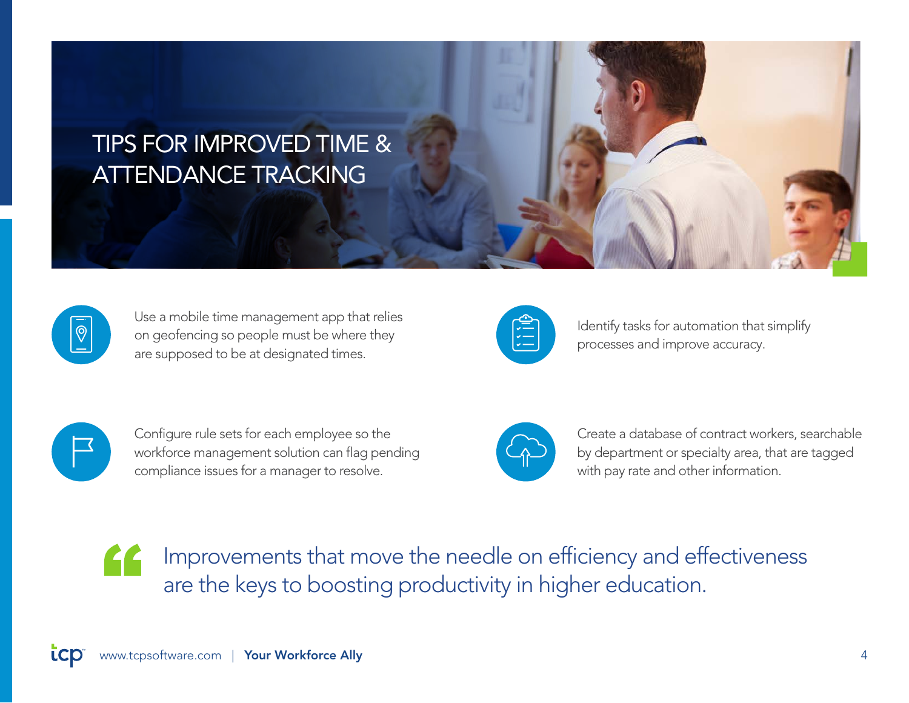# TIPS FOR IMPROVED TIME & ATTENDANCE TRACKING

- Use a mobile time management app that relies on geofencing so people must be where they are supposed to be at designated times.
- Identify tasks for automation that simplify processes and improve accuracy.
- Configure rule sets for each employee so the workforce management solution can flag pending compliance issues for a manager to resolve.
- Create a database of contract workers, searchable by department or specialty area, that are tagged with pay rate and other information.

> Improvements that move the needle on efficiency and effectiveness are the keys to boosting productivity in higher education.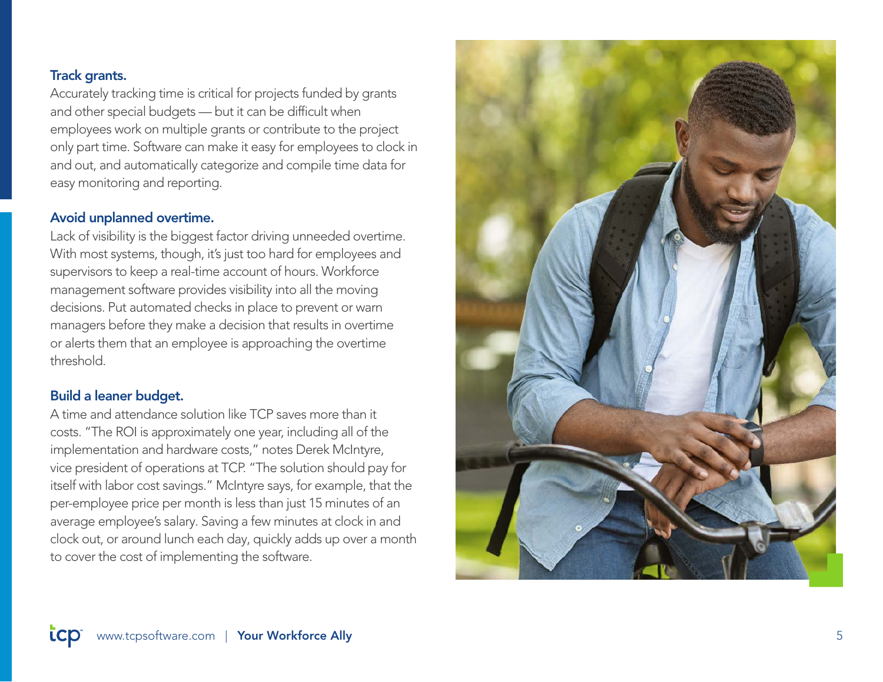### Track grants.

Accurately tracking time is critical for projects funded by grants and other special budgets — but it can be difficult when employees work on multiple grants or contribute to the project only part time. Software can make it easy for employees to clock in and out, and automatically categorize and compile time data for easy monitoring and reporting.

### Avoid unplanned overtime.

Lack of visibility is the biggest factor driving unneeded overtime. With most systems, though, it's just too hard for employees and supervisors to keep a real-time account of hours. Workforce management software provides visibility into all the moving decisions. Put automated checks in place to prevent or warn managers before they make a decision that results in overtime or alerts them that an employee is approaching the overtime threshold.

### Build a leaner budget.

A time and attendance solution like TCP saves more than it costs. "The ROI is approximately one year, including all of the implementation and hardware costs," notes Derek McIntyre, vice president of operations at TCP. "The solution should pay for itself with labor cost savings." McIntyre says, for example, that the per-employee price per month is less than just 15 minutes of an average employee's salary. Saving a few minutes at clock in and clock out, or around lunch each day, quickly adds up over a month to cover the cost of implementing the software.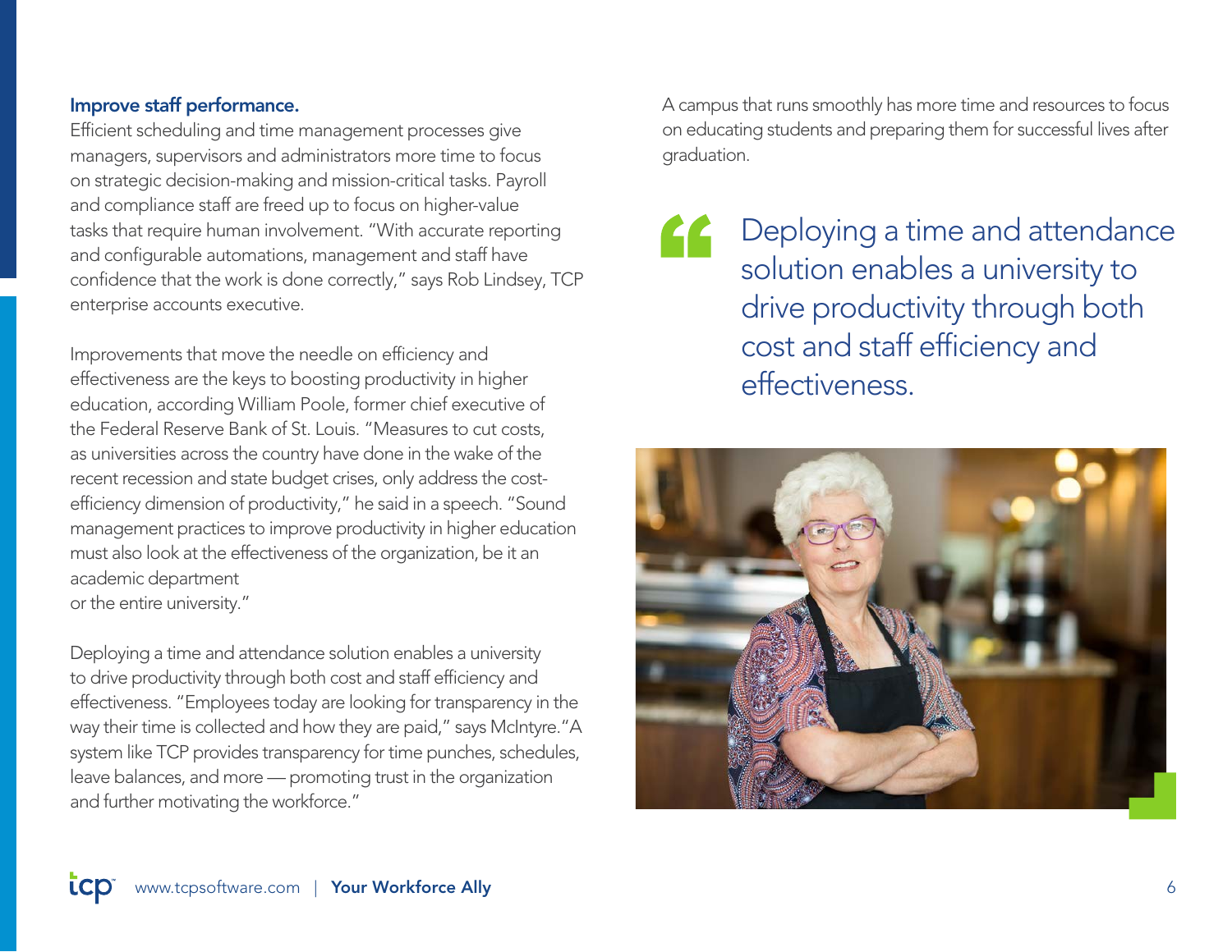**Improve staff performance.**

Efficient scheduling and time management processes give managers, supervisors and administrators more time to focus on strategic decision-making and mission-critical tasks. Payroll and compliance staff are freed up to focus on higher-value tasks that require human involvement. "With accurate reporting and configurable automations, management and staff have confidence that the work is done correctly," says Rob Lindsey, TCP enterprise accounts executive.

Improvements that move the needle on efficiency and effectiveness are the keys to boosting productivity in higher education, according William Poole, former chief executive of the Federal Reserve Bank of St. Louis. "Measures to cut costs, as universities across the country have done in the wake of the recent recession and state budget crises, only address the cost-efficiency dimension of productivity," he said in a speech. "Sound management practices to improve productivity in higher education must also look at the effectiveness of the organization, be it an academic department or the entire university."

Deploying a time and attendance solution enables a university to drive productivity through both cost and staff efficiency and effectiveness. "Employees today are looking for transparency in the way their time is collected and how they are paid," says McIntyre. "A system like TCP provides transparency for time punches, schedules, leave balances, and more — promoting trust in the organization and further motivating the workforce."

A campus that runs smoothly has more time and resources to focus on educating students and preparing them for successful lives after graduation.

> Deploying a time and attendance solution enables a university to drive productivity through both cost and staff efficiency and effectiveness.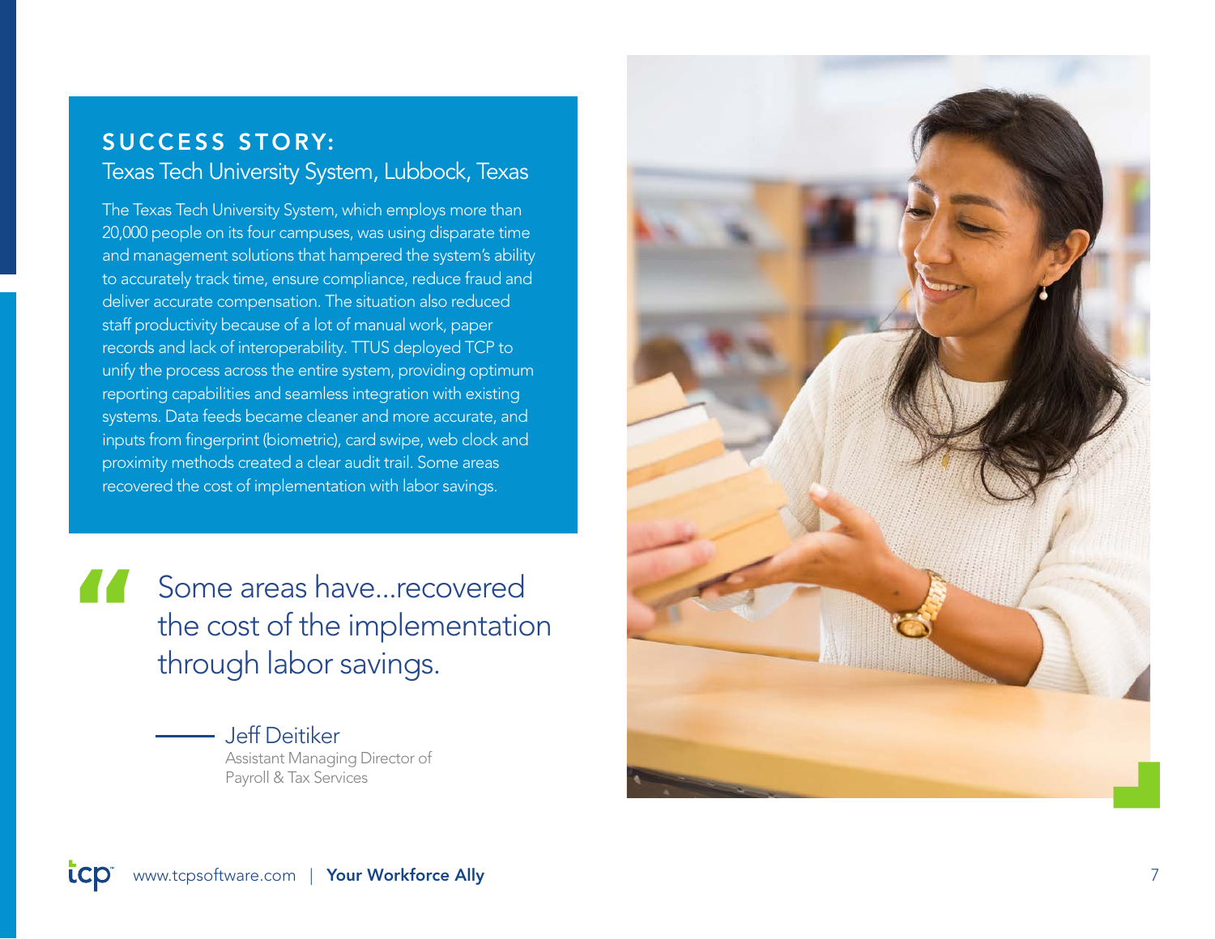## SUCCESS STORY:

### Texas Tech University System, Lubbock, Texas

The Texas Tech University System, which employs more than 20,000 people on its four campuses, was using disparate time and management solutions that hampered the system's ability to accurately track time, ensure compliance, reduce fraud and deliver accurate compensation. The situation also reduced staff productivity because of a lot of manual work, paper records and lack of interoperability. TTUS deployed TCP to unify the process across the entire system, providing optimum reporting capabilities and seamless integration with existing systems. Data feeds became cleaner and more accurate, and inputs from fingerprint (biometric), card swipe, web clock and proximity methods created a clear audit trail. Some areas recovered the cost of implementation with labor savings.

> "Some areas have...recovered the cost of the implementation through labor savings.
>
> — Jeff Deitiker
> Assistant Managing Director of Payroll & Tax Services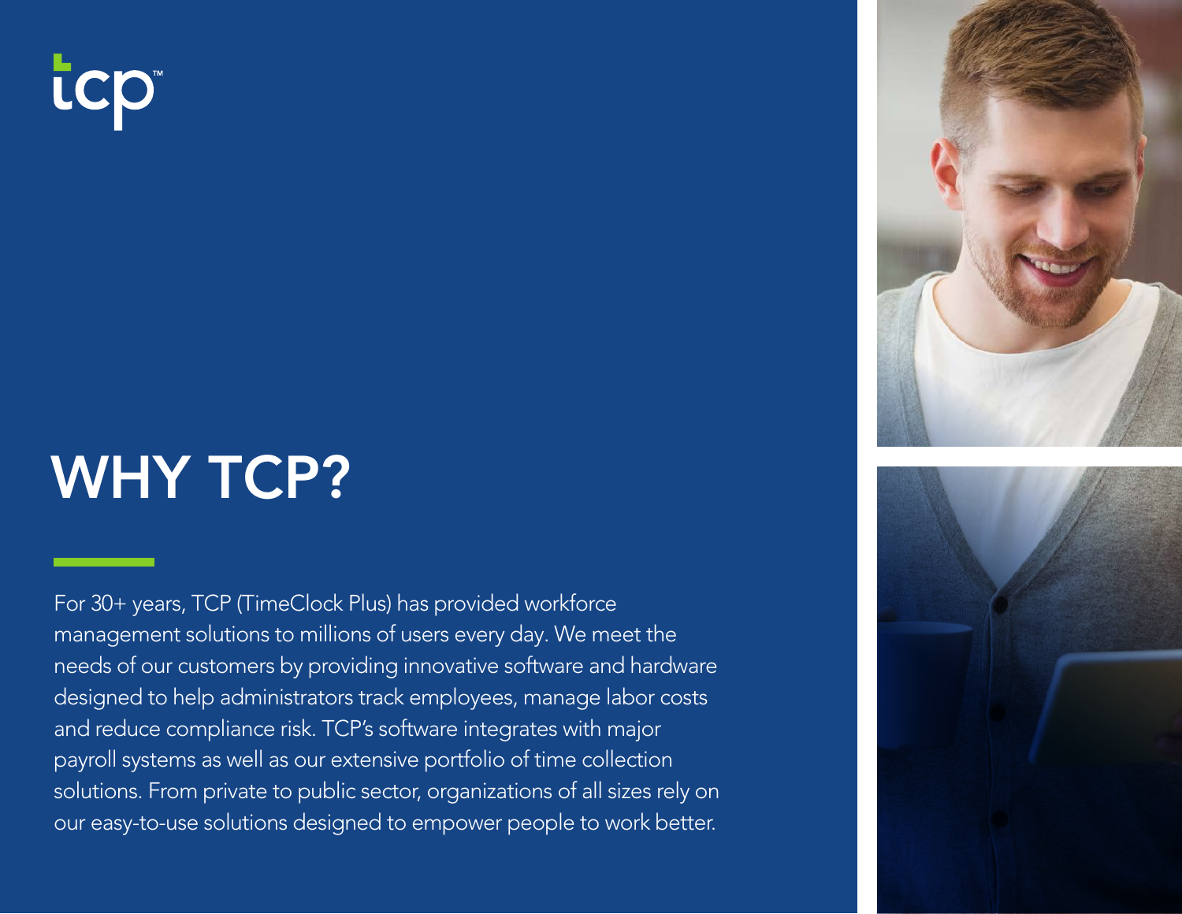tcp™

# WHY TCP?

For 30+ years, TCP (TimeClock Plus) has provided workforce management solutions to millions of users every day. We meet the needs of our customers by providing innovative software and hardware designed to help administrators track employees, manage labor costs and reduce compliance risk. TCP's software integrates with major payroll systems as well as our extensive portfolio of time collection solutions. From private to public sector, organizations of all sizes rely on our easy-to-use solutions designed to empower people to work better.